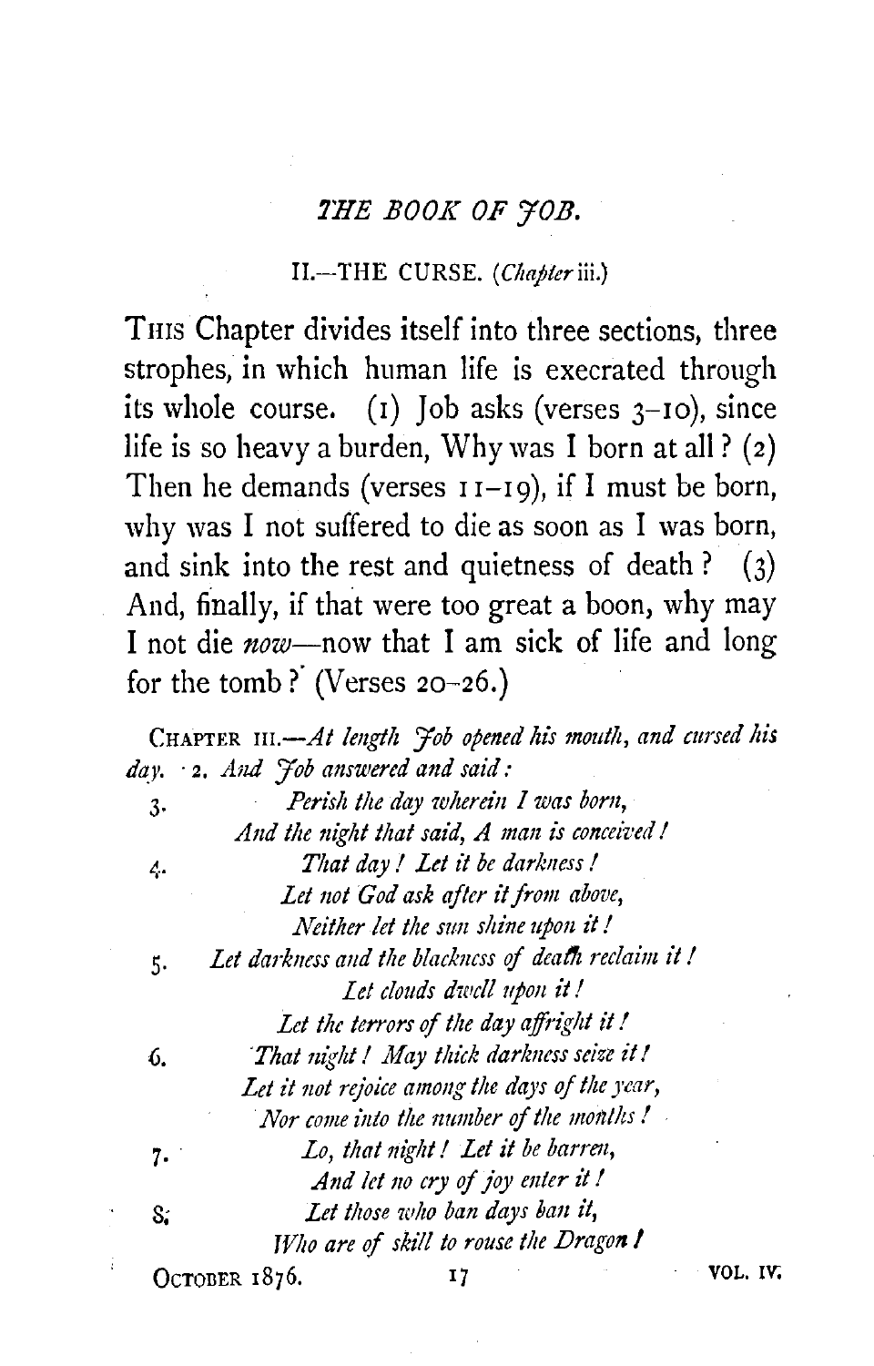## *THE BOOK OF JOB.*

### II.—THE CURSE. (*Chapter* iii.)

THIS Chapter divides itself into three sections, three strophes, in which human life is execrated through its whole course. (1) Job asks (verses 3–10), since life is so heavy a burden, Why was I born at all? (2) Then he demands (verses 11–19), if I must be born, why was I not suffered to die as soon as I was born, and sink into the rest and quietness of death? (3) And, finally, if that were too great a boon, why may I not die *now*—now that I am sick of life and long for the tomb? (Verses 20–26.)

CHAPTER III.—*At length Job opened his mouth, and cursed his day.* 2. *And Job answered and said:*

3. *Perish the day wherein I was born,*
*And the night that said, A man is conceived!*

4. *That day! Let it be darkness!*
*Let not God ask after it from above,*
*Neither let the sun shine upon it!*

5. *Let darkness and the blackness of death reclaim it!*
*Let clouds dwell upon it!*
*Let the terrors of the day affright it!*

6. *That night! May thick darkness seize it!*
*Let it not rejoice among the days of the year,*
*Nor come into the number of the months!*

7. *Lo, that night! Let it be barren,*
*And let no cry of joy enter it!*

8. *Let those who ban days ban it,*
*Who are of skill to rouse the Dragon!*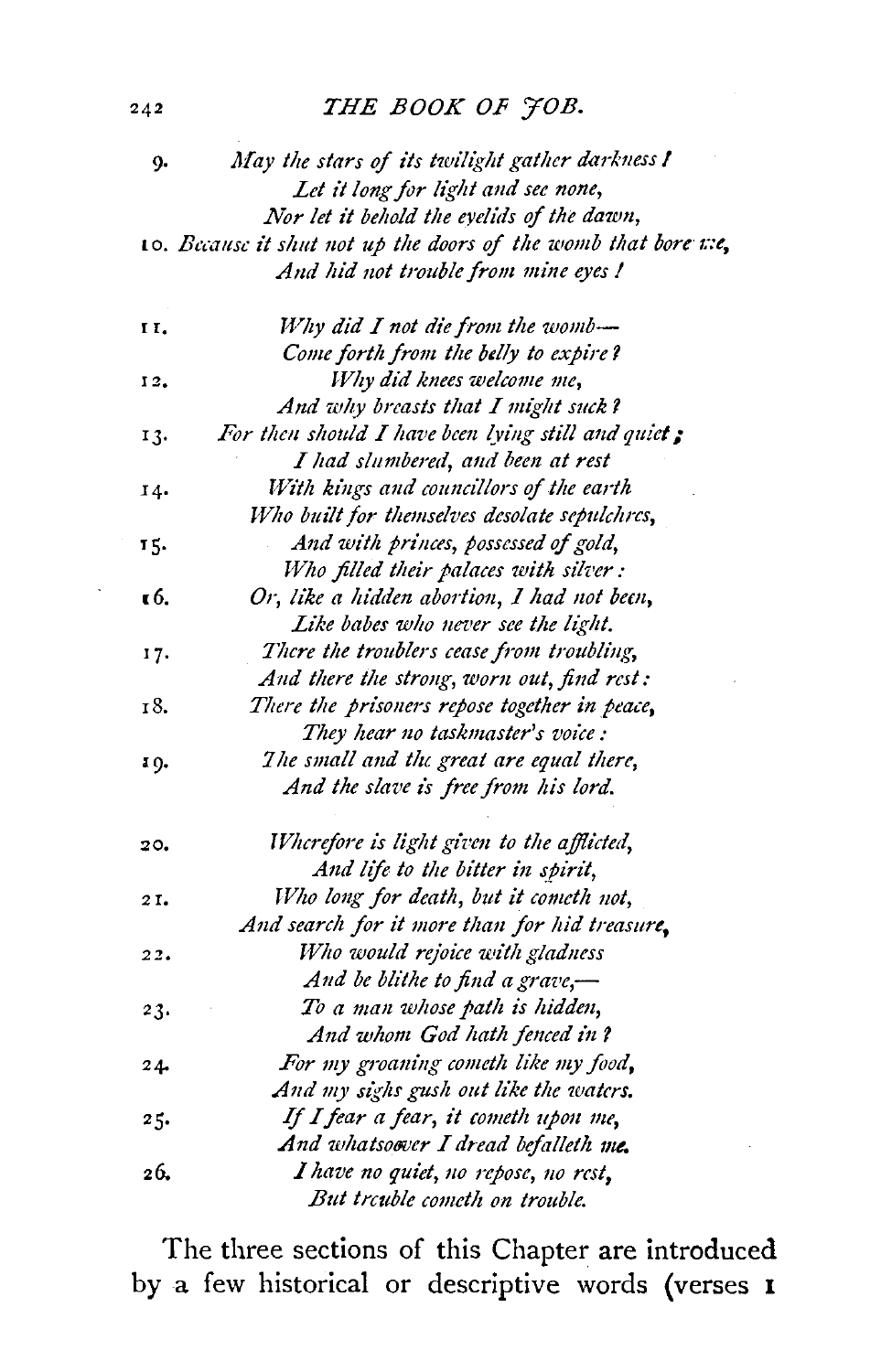9. *May the stars of its twilight gather darkness!*
*Let it long for light and see none,*
*Nor let it behold the eyelids of the dawn,*

10. *Because it shut not up the doors of the womb that bore me,*
*And hid not trouble from mine eyes!*

11. *Why did I not die from the womb—*
*Come forth from the belly to expire?*

12. *Why did knees welcome me,*
*And why breasts that I might suck?*

13. *For then should I have been lying still and quiet;*
*I had slumbered, and been at rest*

14. *With kings and councillors of the earth*
*Who built for themselves desolate sepulchres,*

15. *And with princes, possessed of gold,*
*Who filled their palaces with silver:*

16. *Or, like a hidden abortion, I had not been,*
*Like babes who never see the light.*

17. *There the troublers cease from troubling,*
*And there the strong, worn out, find rest:*

18. *There the prisoners repose together in peace,*
*They hear no taskmaster's voice:*

19. *The small and the great are equal there,*
*And the slave is free from his lord.*

20. *Wherefore is light given to the afflicted,*
*And life to the bitter in spirit,*

21. *Who long for death, but it cometh not,*
*And search for it more than for hid treasure,*

22. *Who would rejoice with gladness*
*And be blithe to find a grave,—*

23. *To a man whose path is hidden,*
*And whom God hath fenced in?*

24. *For my groaning cometh like my food,*
*And my sighs gush out like the waters.*

25. *If I fear a fear, it cometh upon me,*
*And whatsoever I dread befalleth me.*

26. *I have no quiet, no repose, no rest,*
*But trouble cometh on trouble.*

The three sections of this Chapter are introduced by a few historical or descriptive words (verses 1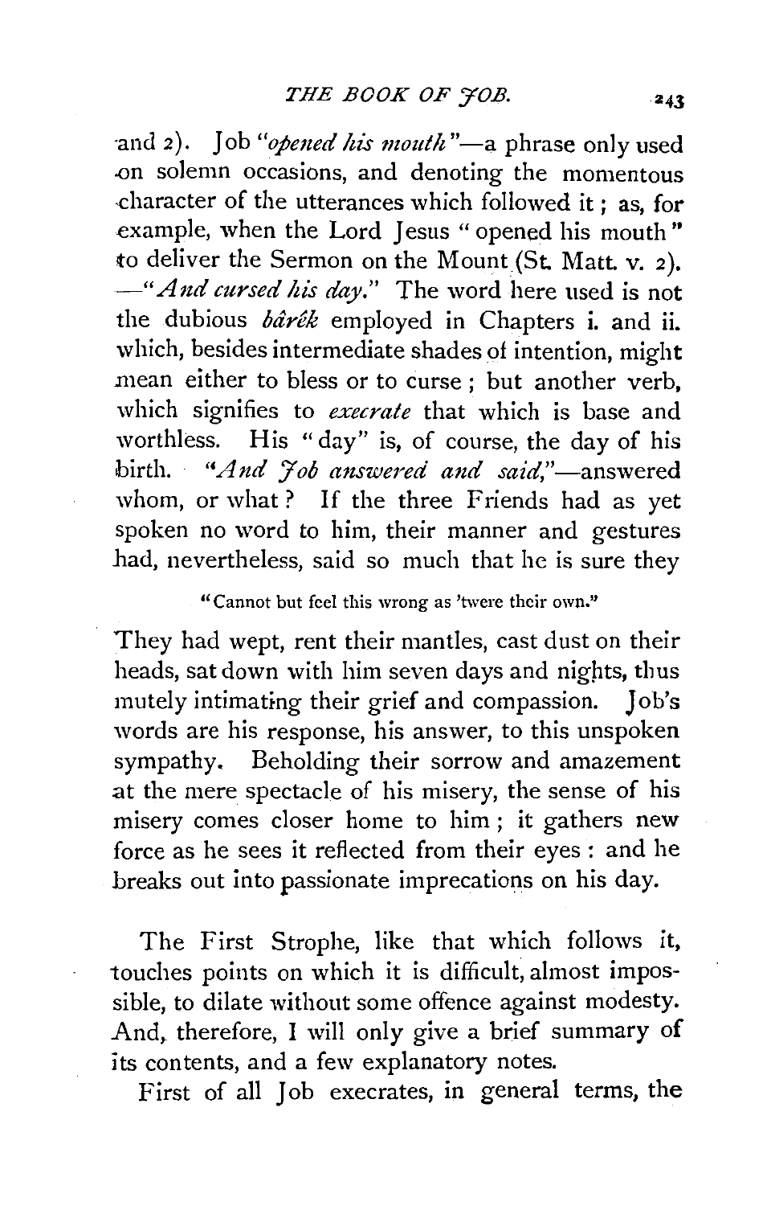and 2). Job *"opened his mouth"*—a phrase only used on solemn occasions, and denoting the momentous character of the utterances which followed it; as, for example, when the Lord Jesus "opened his mouth" to deliver the Sermon on the Mount (St. Matt. v. 2). —*"And cursed his day."* The word here used is not the dubious *bârêk* employed in Chapters i. and ii. which, besides intermediate shades of intention, might mean either to bless or to curse; but another verb, which signifies to *execrate* that which is base and worthless. His "day" is, of course, the day of his birth. *"And Job answered and said,"*—answered whom, or what? If the three Friends had as yet spoken no word to him, their manner and gestures had, nevertheless, said so much that he is sure they

> "Cannot but feel this wrong as 'twere their own."

They had wept, rent their mantles, cast dust on their heads, sat down with him seven days and nights, thus mutely intimating their grief and compassion. Job's words are his response, his answer, to this unspoken sympathy. Beholding their sorrow and amazement at the mere spectacle of his misery, the sense of his misery comes closer home to him; it gathers new force as he sees it reflected from their eyes: and he breaks out into passionate imprecations on his day.

The First Strophe, like that which follows it, touches points on which it is difficult, almost impossible, to dilate without some offence against modesty. And, therefore, I will only give a brief summary of its contents, and a few explanatory notes.

First of all Job execrates, in general terms, the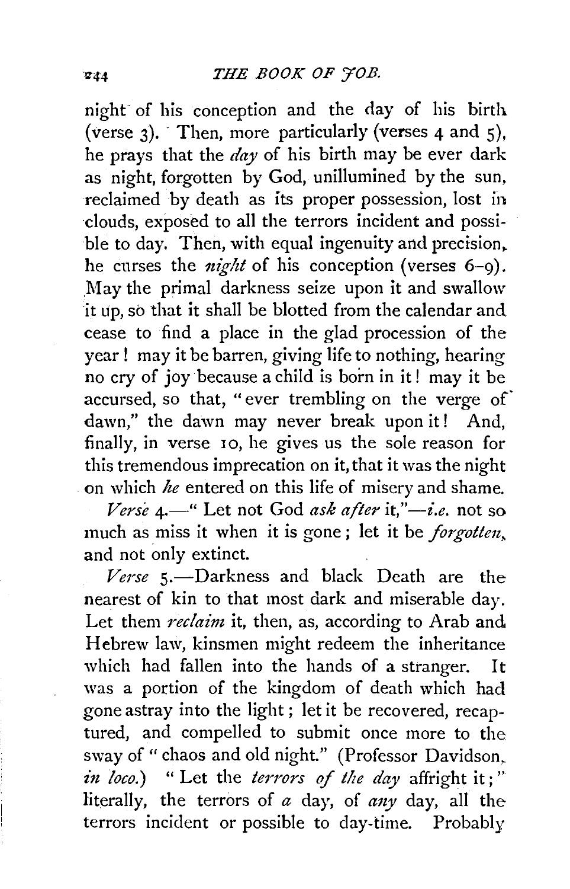night of his conception and the day of his birth (verse 3). Then, more particularly (verses 4 and 5), he prays that the *day* of his birth may be ever dark as night, forgotten by God, unillumined by the sun, reclaimed by death as its proper possession, lost in clouds, exposed to all the terrors incident and possible to day. Then, with equal ingenuity and precision, he curses the *night* of his conception (verses 6–9). May the primal darkness seize upon it and swallow it up, so that it shall be blotted from the calendar and cease to find a place in the glad procession of the year! may it be barren, giving life to nothing, hearing no cry of joy because a child is born in it! may it be accursed, so that, "ever trembling on the verge of dawn," the dawn may never break upon it! And, finally, in verse 10, he gives us the sole reason for this tremendous imprecation on it, that it was the night on which *he* entered on this life of misery and shame.

*Verse* 4.—"Let not God *ask after* it,"—*i.e.* not so much as miss it when it is gone; let it be *forgotten*, and not only extinct.

*Verse* 5.—Darkness and black Death are the nearest of kin to that most dark and miserable day. Let them *reclaim* it, then, as, according to Arab and Hebrew law, kinsmen might redeem the inheritance which had fallen into the hands of a stranger. It was a portion of the kingdom of death which had gone astray into the light; let it be recovered, recaptured, and compelled to submit once more to the sway of "chaos and old night." (Professor Davidson, *in loco.*) "Let the *terrors of the day* affright it;" literally, the terrors of *a* day, of *any* day, all the terrors incident or possible to day-time. Probably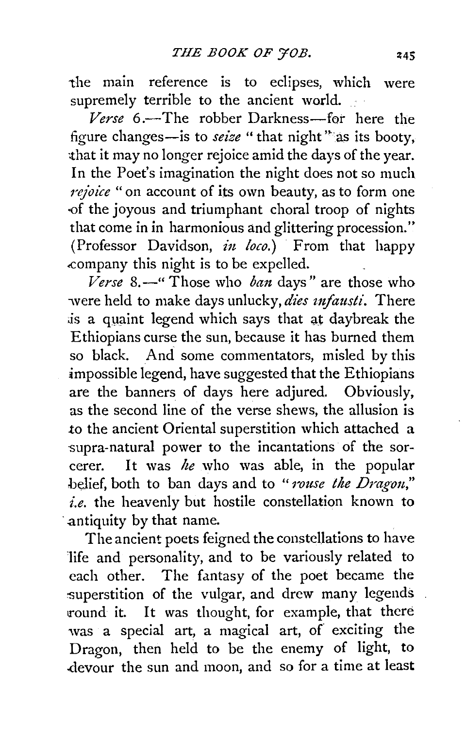the main reference is to eclipses, which were supremely terrible to the ancient world.

*Verse* 6.—The robber Darkness—for here the figure changes—is to *seize* "that night" as its booty, that it may no longer rejoice amid the days of the year. In the Poet's imagination the night does not so much *rejoice* "on account of its own beauty, as to form one of the joyous and triumphant choral troop of nights that come in in harmonious and glittering procession." (Professor Davidson, *in loco.*) From that happy company this night is to be expelled.

*Verse* 8.—"Those who *ban* days" are those who were held to make days unlucky, *dies infausti*. There is a quaint legend which says that at daybreak the Ethiopians curse the sun, because it has burned them so black. And some commentators, misled by this impossible legend, have suggested that the Ethiopians are the banners of days here adjured. Obviously, as the second line of the verse shews, the allusion is to the ancient Oriental superstition which attached a supra-natural power to the incantations of the sorcerer. It was *he* who was able, in the popular belief, both to ban days and to "*rouse the Dragon*," *i.e.* the heavenly but hostile constellation known to antiquity by that name.

The ancient poets feigned the constellations to have life and personality, and to be variously related to each other. The fantasy of the poet became the superstition of the vulgar, and drew many legends round it. It was thought, for example, that there was a special art, a magical art, of exciting the Dragon, then held to be the enemy of light, to devour the sun and moon, and so for a time at least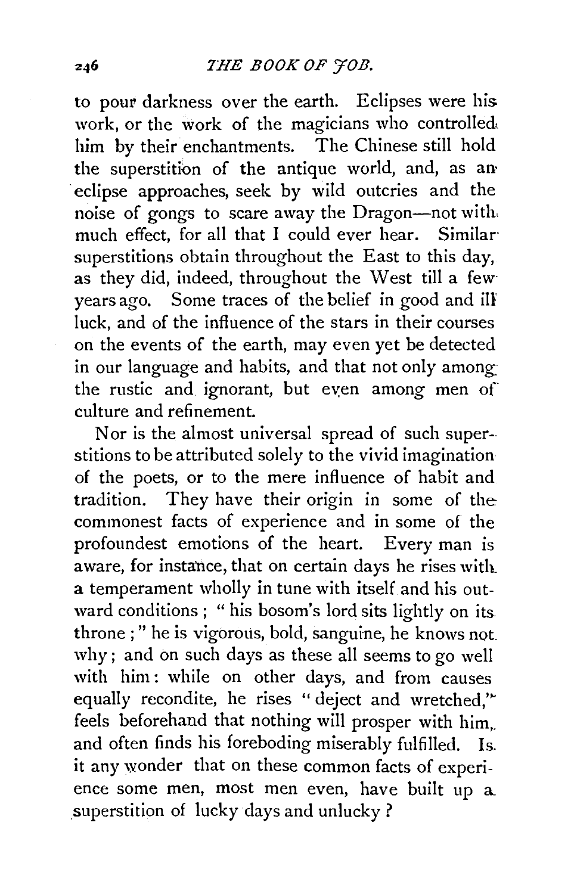to pour darkness over the earth. Eclipses were his work, or the work of the magicians who controlled him by their enchantments. The Chinese still hold the superstition of the antique world, and, as an eclipse approaches, seek by wild outcries and the noise of gongs to scare away the Dragon—not with much effect, for all that I could ever hear. Similar superstitions obtain throughout the East to this day, as they did, indeed, throughout the West till a few years ago. Some traces of the belief in good and ill luck, and of the influence of the stars in their courses on the events of the earth, may even yet be detected in our language and habits, and that not only among the rustic and ignorant, but even among men of culture and refinement.

Nor is the almost universal spread of such superstitions to be attributed solely to the vivid imagination of the poets, or to the mere influence of habit and tradition. They have their origin in some of the commonest facts of experience and in some of the profoundest emotions of the heart. Every man is aware, for instance, that on certain days he rises with a temperament wholly in tune with itself and his outward conditions; "his bosom's lord sits lightly on its throne;" he is vigorous, bold, sanguine, he knows not why; and on such days as these all seems to go well with him: while on other days, and from causes equally recondite, he rises "deject and wretched," feels beforehand that nothing will prosper with him, and often finds his foreboding miserably fulfilled. Is it any wonder that on these common facts of experience some men, most men even, have built up a superstition of lucky days and unlucky?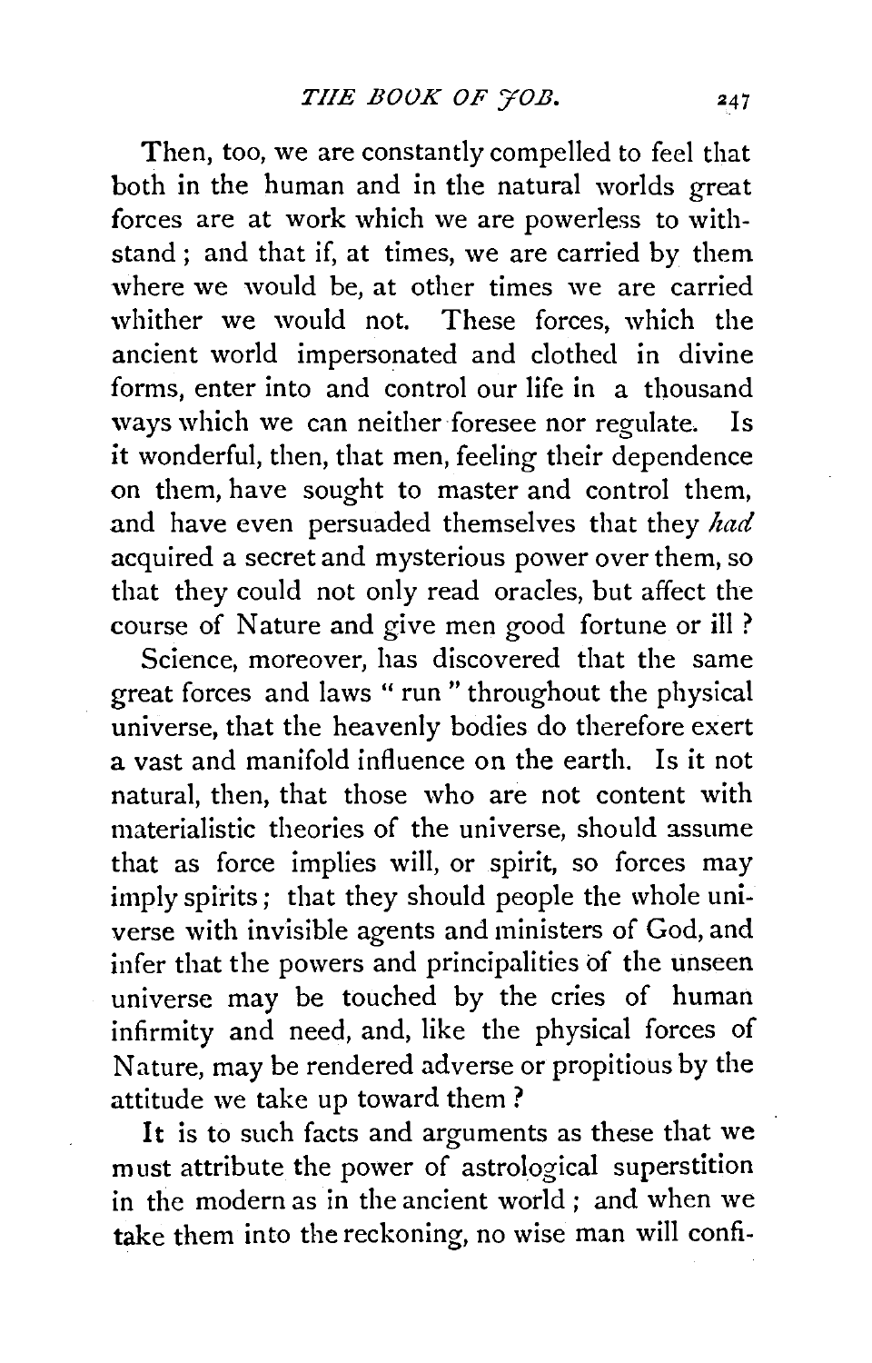Then, too, we are constantly compelled to feel that both in the human and in the natural worlds great forces are at work which we are powerless to withstand; and that if, at times, we are carried by them where we would be, at other times we are carried whither we would not. These forces, which the ancient world impersonated and clothed in divine forms, enter into and control our life in a thousand ways which we can neither foresee nor regulate. Is it wonderful, then, that men, feeling their dependence on them, have sought to master and control them, and have even persuaded themselves that they *had* acquired a secret and mysterious power over them, so that they could not only read oracles, but affect the course of Nature and give men good fortune or ill?

Science, moreover, has discovered that the same great forces and laws "run" throughout the physical universe, that the heavenly bodies do therefore exert a vast and manifold influence on the earth. Is it not natural, then, that those who are not content with materialistic theories of the universe, should assume that as force implies will, or spirit, so forces may imply spirits; that they should people the whole universe with invisible agents and ministers of God, and infer that the powers and principalities of the unseen universe may be touched by the cries of human infirmity and need, and, like the physical forces of Nature, may be rendered adverse or propitious by the attitude we take up toward them?

It is to such facts and arguments as these that we must attribute the power of astrological superstition in the modern as in the ancient world; and when we take them into the reckoning, no wise man will confi-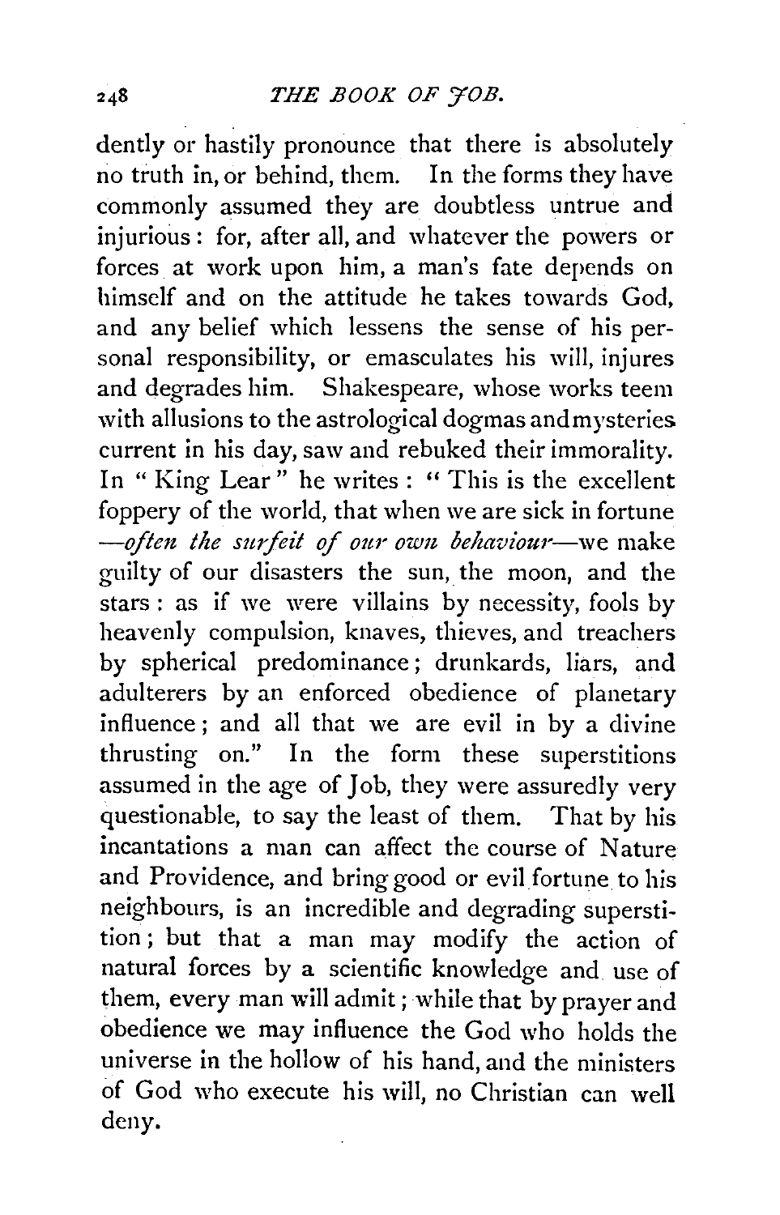dently or hastily pronounce that there is absolutely no truth in, or behind, them. In the forms they have commonly assumed they are doubtless untrue and injurious: for, after all, and whatever the powers or forces at work upon him, a man's fate depends on himself and on the attitude he takes towards God, and any belief which lessens the sense of his personal responsibility, or emasculates his will, injures and degrades him. Shakespeare, whose works teem with allusions to the astrological dogmas and mysteries current in his day, saw and rebuked their immorality. In "King Lear" he writes: "This is the excellent foppery of the world, that when we are sick in fortune —*often the surfeit of our own behaviour*—we make guilty of our disasters the sun, the moon, and the stars: as if we were villains by necessity, fools by heavenly compulsion, knaves, thieves, and treachers by spherical predominance; drunkards, liars, and adulterers by an enforced obedience of planetary influence; and all that we are evil in by a divine thrusting on." In the form these superstitions assumed in the age of Job, they were assuredly very questionable, to say the least of them. That by his incantations a man can affect the course of Nature and Providence, and bring good or evil fortune to his neighbours, is an incredible and degrading superstition; but that a man may modify the action of natural forces by a scientific knowledge and use of them, every man will admit; while that by prayer and obedience we may influence the God who holds the universe in the hollow of his hand, and the ministers of God who execute his will, no Christian can well deny.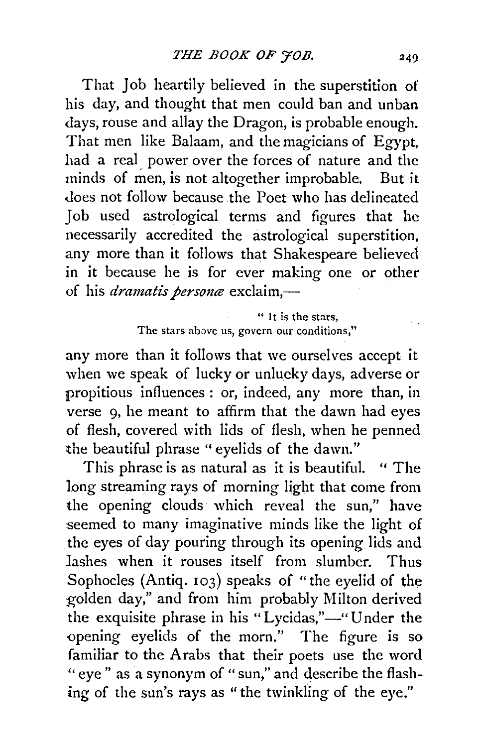That Job heartily believed in the superstition of his day, and thought that men could ban and unban days, rouse and allay the Dragon, is probable enough. That men like Balaam, and the magicians of Egypt, had a real power over the forces of nature and the minds of men, is not altogether improbable. But it does not follow because the Poet who has delineated Job used astrological terms and figures that he necessarily accredited the astrological superstition, any more than it follows that Shakespeare believed in it because he is for ever making one or other of his *dramatis personæ* exclaim,—

> " It is the stars,
> The stars above us, govern our conditions,"

any more than it follows that we ourselves accept it when we speak of lucky or unlucky days, adverse or propitious influences: or, indeed, any more than, in verse 9, he meant to affirm that the dawn had eyes of flesh, covered with lids of flesh, when he penned the beautiful phrase "eyelids of the dawn."

This phrase is as natural as it is beautiful. "The long streaming rays of morning light that come from the opening clouds which reveal the sun," have seemed to many imaginative minds like the light of the eyes of day pouring through its opening lids and lashes when it rouses itself from slumber. Thus Sophocles (Antiq. 103) speaks of "the eyelid of the golden day," and from him probably Milton derived the exquisite phrase in his "Lycidas,"—"Under the opening eyelids of the morn." The figure is so familiar to the Arabs that their poets use the word "eye" as a synonym of "sun," and describe the flashing of the sun's rays as "the twinkling of the eye."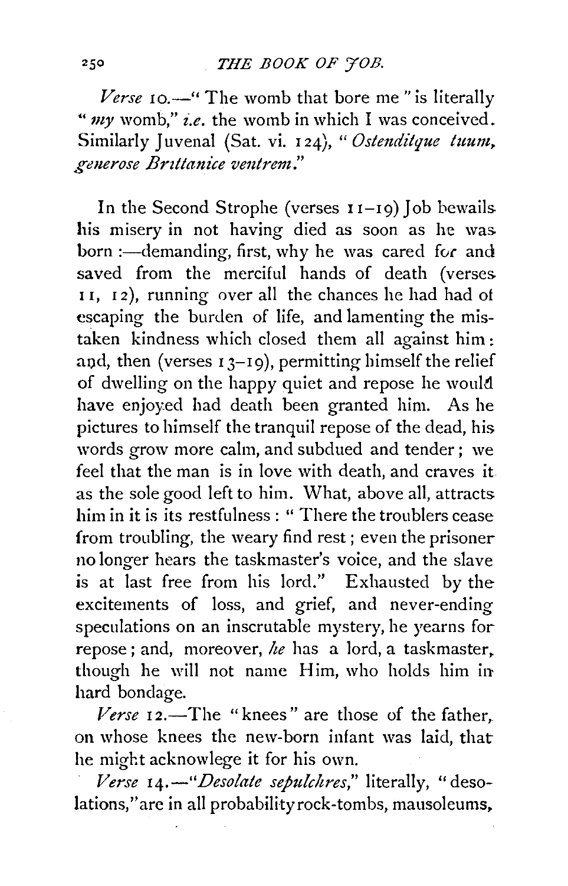*Verse* 10.—" The womb that bore me " is literally " *my* womb," *i.e.* the womb in which I was conceived. Similarly Juvenal (Sat. vi. 124), " *Ostenditque tuum, generose Brittanice ventrem.*"

In the Second Strophe (verses 11–19) Job bewails his misery in not having died as soon as he was born :—demanding, first, why he was cared for and saved from the merciful hands of death (verses 11, 12), running over all the chances he had had of escaping the burden of life, and lamenting the mistaken kindness which closed them all against him : and, then (verses 13–19), permitting himself the relief of dwelling on the happy quiet and repose he would have enjoyed had death been granted him. As he pictures to himself the tranquil repose of the dead, his words grow more calm, and subdued and tender ; we feel that the man is in love with death, and craves it as the sole good left to him. What, above all, attracts him in it is its restfulness : " There the troublers cease from troubling, the weary find rest ; even the prisoner no longer hears the taskmaster's voice, and the slave is at last free from his lord." Exhausted by the excitements of loss, and grief, and never-ending speculations on an inscrutable mystery, he yearns for repose ; and, moreover, *he* has a lord, a taskmaster, though he will not name Him, who holds him in hard bondage.

*Verse* 12.—The " knees " are those of the father, on whose knees the new-born infant was laid, that he might acknowlege it for his own.

*Verse* 14.—"*Desolate sepulchres,*" literally, " desolations," are in all probability rock-tombs, mausoleums,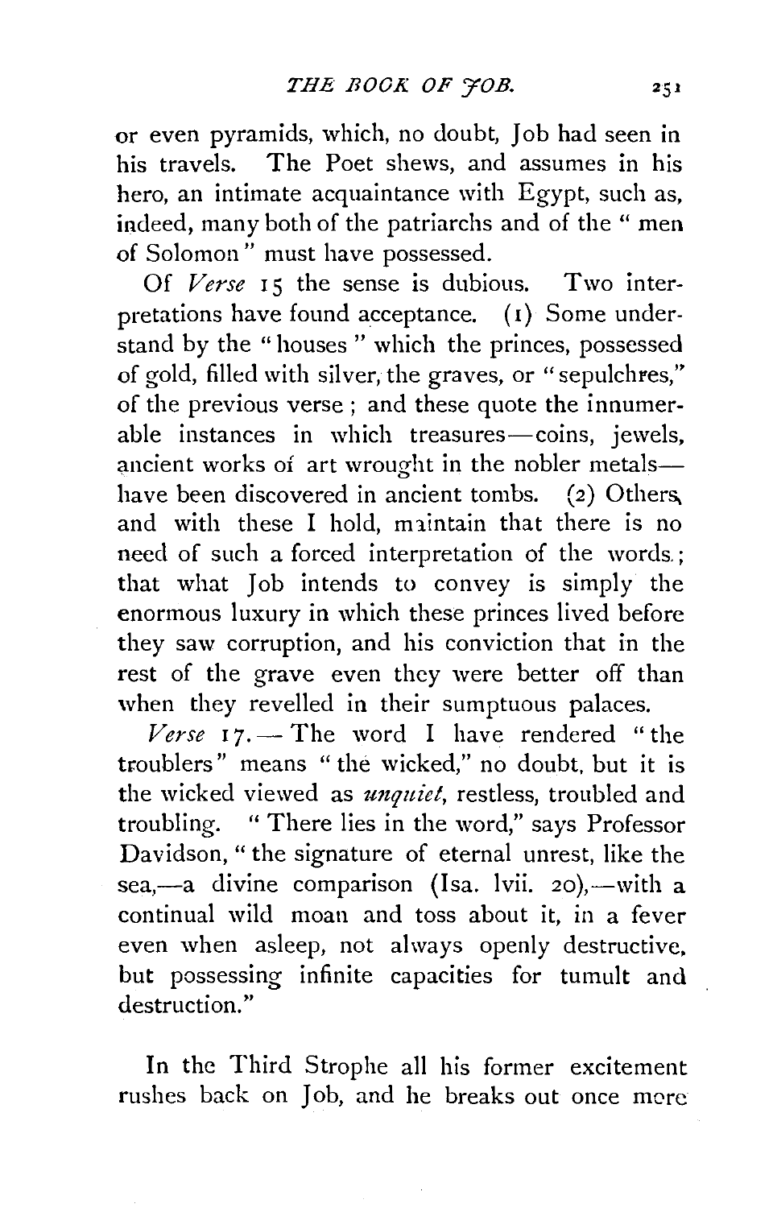or even pyramids, which, no doubt, Job had seen in his travels. The Poet shews, and assumes in his hero, an intimate acquaintance with Egypt, such as, indeed, many both of the patriarchs and of the "men of Solomon" must have possessed.

Of *Verse* 15 the sense is dubious. Two interpretations have found acceptance. (1) Some understand by the "houses" which the princes, possessed of gold, filled with silver, the graves, or "sepulchres," of the previous verse; and these quote the innumerable instances in which treasures—coins, jewels, ancient works of art wrought in the nobler metals—have been discovered in ancient tombs. (2) Others, and with these I hold, maintain that there is no need of such a forced interpretation of the words; that what Job intends to convey is simply the enormous luxury in which these princes lived before they saw corruption, and his conviction that in the rest of the grave even they were better off than when they revelled in their sumptuous palaces.

*Verse* 17.—The word I have rendered "the troublers" means "the wicked," no doubt, but it is the wicked viewed as *unquiet*, restless, troubled and troubling. "There lies in the word," says Professor Davidson, "the signature of eternal unrest, like the sea,—a divine comparison (Isa. lvii. 20),—with a continual wild moan and toss about it, in a fever even when asleep, not always openly destructive, but possessing infinite capacities for tumult and destruction."

In the Third Strophe all his former excitement rushes back on Job, and he breaks out once more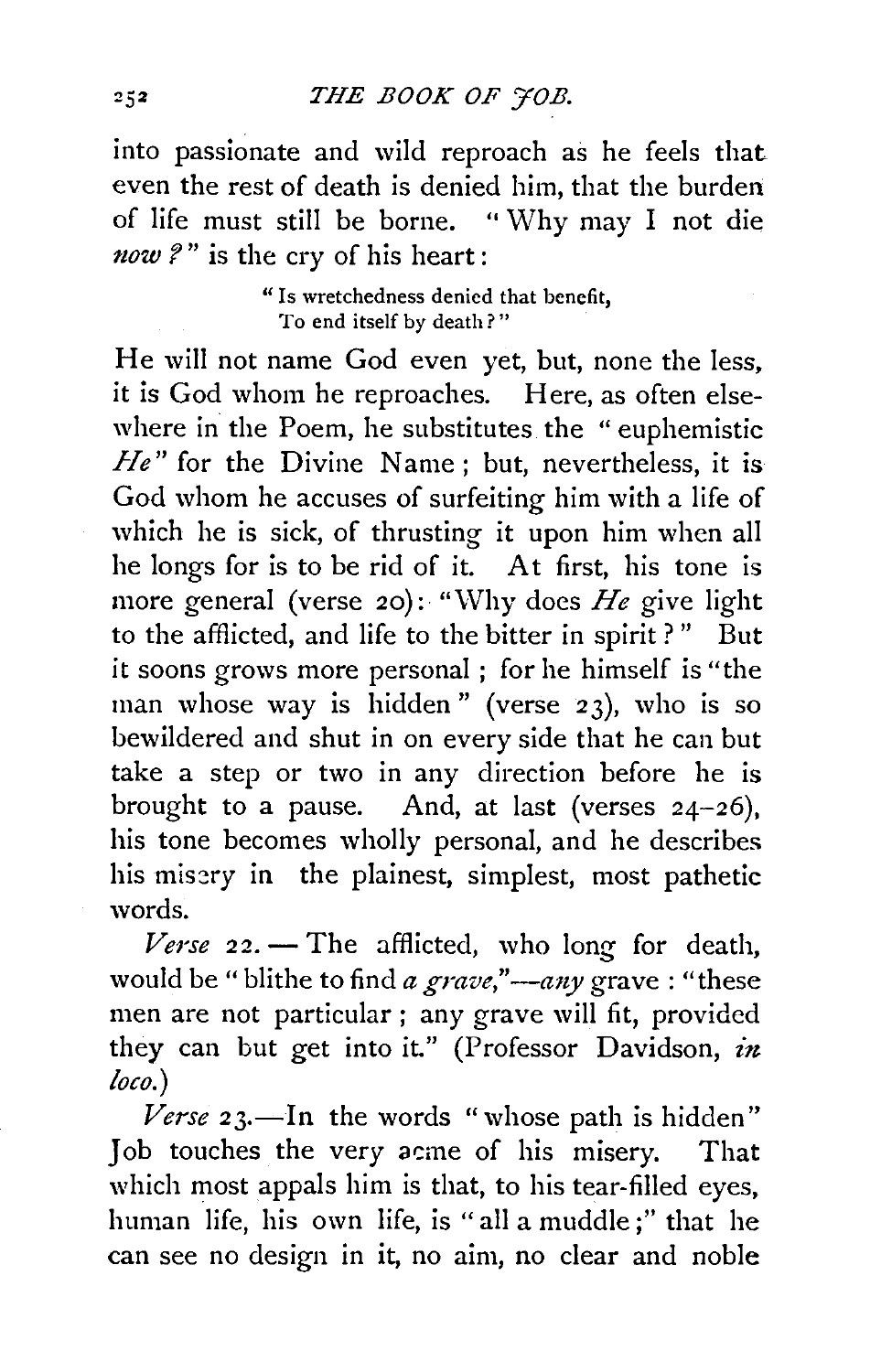into passionate and wild reproach as he feels that even the rest of death is denied him, that the burden of life must still be borne. "Why may I not die *now?*" is the cry of his heart:

> "Is wretchedness denied that benefit,
> To end itself by death?"

He will not name God even yet, but, none the less, it is God whom he reproaches. Here, as often elsewhere in the Poem, he substitutes the "euphemistic *He*" for the Divine Name; but, nevertheless, it is God whom he accuses of surfeiting him with a life of which he is sick, of thrusting it upon him when all he longs for is to be rid of it. At first, his tone is more general (verse 20): "Why does *He* give light to the afflicted, and life to the bitter in spirit?" But it soons grows more personal; for he himself is "the man whose way is hidden" (verse 23), who is so bewildered and shut in on every side that he can but take a step or two in any direction before he is brought to a pause. And, at last (verses 24–26), his tone becomes wholly personal, and he describes his misery in the plainest, simplest, most pathetic words.

*Verse* 22. — The afflicted, who long for death, would be "blithe to find *a grave*,"—*any* grave: "these men are not particular; any grave will fit, provided they can but get into it." (Professor Davidson, *in loco.*)

*Verse* 23.—In the words "whose path is hidden" Job touches the very acme of his misery. That which most appals him is that, to his tear-filled eyes, human life, his own life, is "all a muddle;" that he can see no design in it, no aim, no clear and noble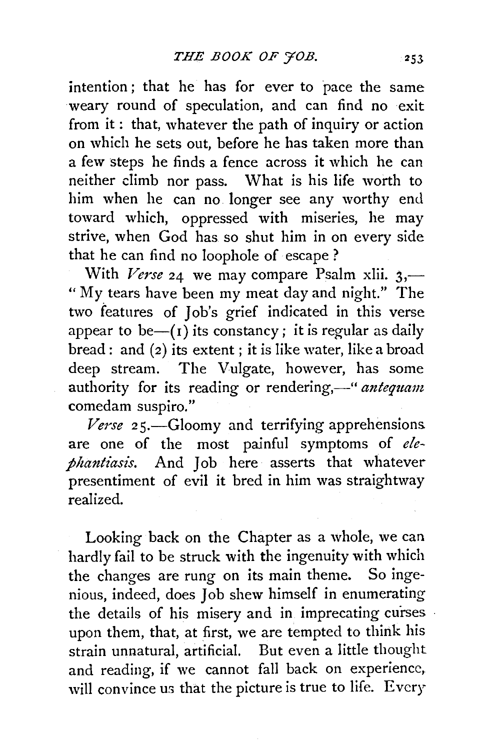intention; that he has for ever to pace the same weary round of speculation, and can find no exit from it: that, whatever the path of inquiry or action on which he sets out, before he has taken more than a few steps he finds a fence across it which he can neither climb nor pass. What is his life worth to him when he can no longer see any worthy end toward which, oppressed with miseries, he may strive, when God has so shut him in on every side that he can find no loophole of escape?

With *Verse* 24 we may compare Psalm xlii. 3,—"My tears have been my meat day and night." The two features of Job's grief indicated in this verse appear to be—(1) its constancy; it is regular as daily bread: and (2) its extent; it is like water, like a broad deep stream. The Vulgate, however, has some authority for its reading or rendering,—"*antequam* comedam suspiro."

*Verse* 25.—Gloomy and terrifying apprehensions are one of the most painful symptoms of *elephantiasis*. And Job here asserts that whatever presentiment of evil it bred in him was straightway realized.

Looking back on the Chapter as a whole, we can hardly fail to be struck with the ingenuity with which the changes are rung on its main theme. So ingenious, indeed, does Job shew himself in enumerating the details of his misery and in imprecating curses upon them, that, at first, we are tempted to think his strain unnatural, artificial. But even a little thought and reading, if we cannot fall back on experience, will convince us that the picture is true to life. Every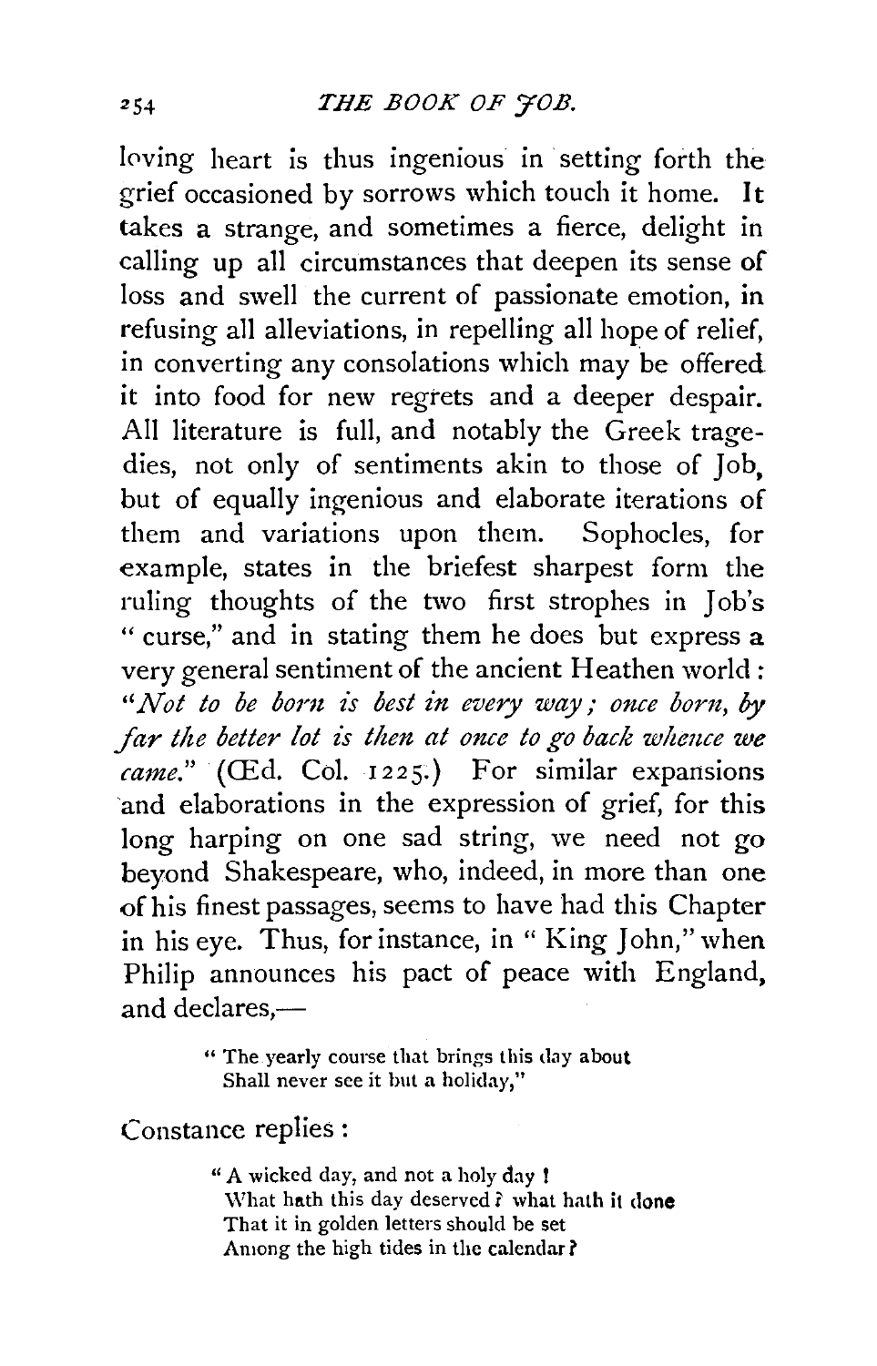loving heart is thus ingenious in setting forth the grief occasioned by sorrows which touch it home. It takes a strange, and sometimes a fierce, delight in calling up all circumstances that deepen its sense of loss and swell the current of passionate emotion, in refusing all alleviations, in repelling all hope of relief, in converting any consolations which may be offered it into food for new regrets and a deeper despair. All literature is full, and notably the Greek tragedies, not only of sentiments akin to those of Job, but of equally ingenious and elaborate iterations of them and variations upon them. Sophocles, for example, states in the briefest sharpest form the ruling thoughts of the two first strophes in Job's "curse," and in stating them he does but express a very general sentiment of the ancient Heathen world: "*Not to be born is best in every way; once born, by far the better lot is then at once to go back whence we came.*" (Œd. Col. 1225.) For similar expansions and elaborations in the expression of grief, for this long harping on one sad string, we need not go beyond Shakespeare, who, indeed, in more than one of his finest passages, seems to have had this Chapter in his eye. Thus, for instance, in "King John," when Philip announces his pact of peace with England, and declares,—

> "The yearly course that brings this day about
> Shall never see it but a holiday,"

Constance replies:

> "A wicked day, and not a holy day!
> What hath this day deserved? what hath it done
> That it in golden letters should be set
> Among the high tides in the calendar?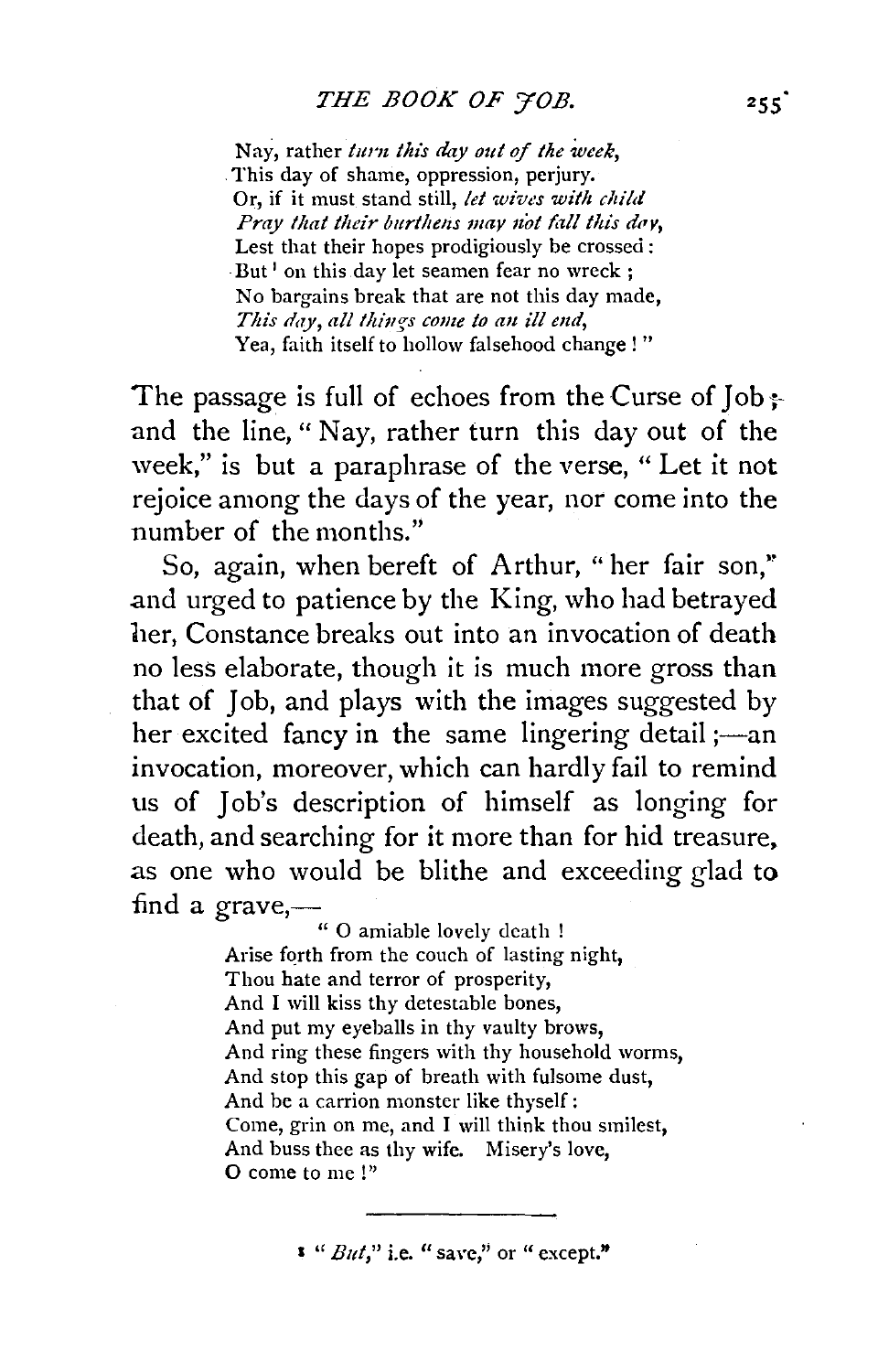Nay, rather *turn this day out of the week,*
This day of shame, oppression, perjury.
Or, if it must stand still, *let wives with child*
*Pray that their burthens may not fall this day,*
Lest that their hopes prodigiously be crossed:
But[1] on this day let seamen fear no wreck;
No bargains break that are not this day made,
*This day, all things come to an ill end,*
Yea, faith itself to hollow falsehood change!"

The passage is full of echoes from the Curse of Job; and the line, "Nay, rather turn this day out of the week," is but a paraphrase of the verse, "Let it not rejoice among the days of the year, nor come into the number of the months."

So, again, when bereft of Arthur, "her fair son," and urged to patience by the King, who had betrayed her, Constance breaks out into an invocation of death no less elaborate, though it is much more gross than that of Job, and plays with the images suggested by her excited fancy in the same lingering detail;—an invocation, moreover, which can hardly fail to remind us of Job's description of himself as longing for death, and searching for it more than for hid treasure, as one who would be blithe and exceeding glad to find a grave,—

"O amiable lovely death!
Arise forth from the couch of lasting night,
Thou hate and terror of prosperity,
And I will kiss thy detestable bones,
And put my eyeballs in thy vaulty brows,
And ring these fingers with thy household worms,
And stop this gap of breath with fulsome dust,
And be a carrion monster like thyself:
Come, grin on me, and I will think thou smilest,
And buss thee as thy wife. Misery's love,
O come to me!"

---

[1] "*But,*" i.e. "save," or "except."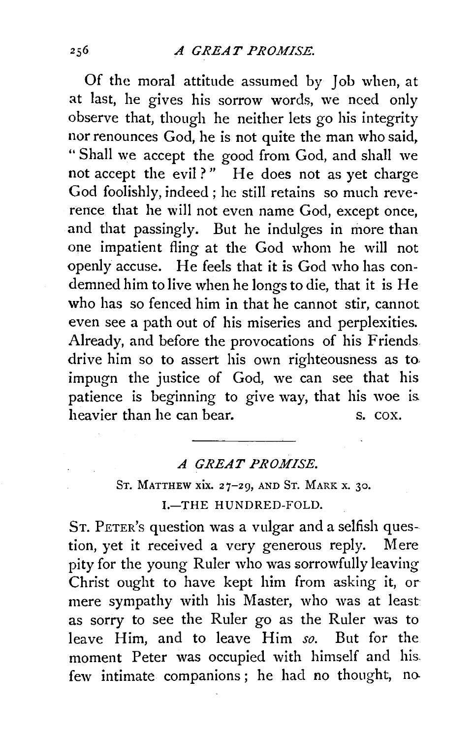Of the moral attitude assumed by Job when, at at last, he gives his sorrow words, we need only observe that, though he neither lets go his integrity nor renounces God, he is not quite the man who said, "Shall we accept the good from God, and shall we not accept the evil?" He does not as yet charge God foolishly, indeed; he still retains so much reverence that he will not even name God, except once, and that passingly. But he indulges in more than one impatient fling at the God whom he will not openly accuse. He feels that it is God who has condemned him to live when he longs to die, that it is He who has so fenced him in that he cannot stir, cannot even see a path out of his miseries and perplexities. Already, and before the provocations of his Friends drive him so to assert his own righteousness as to impugn the justice of God, we can see that his patience is beginning to give way, that his woe is heavier than he can bear.

S. COX.

---

## *A GREAT PROMISE.*

ST. MATTHEW xix. 27–29, AND ST. MARK x. 30.

### I.—THE HUNDRED-FOLD.

ST. PETER'S question was a vulgar and a selfish question, yet it received a very generous reply. Mere pity for the young Ruler who was sorrowfully leaving Christ ought to have kept him from asking it, or mere sympathy with his Master, who was at least as sorry to see the Ruler go as the Ruler was to leave Him, and to leave Him *so*. But for the moment Peter was occupied with himself and his few intimate companions; he had no thought, no